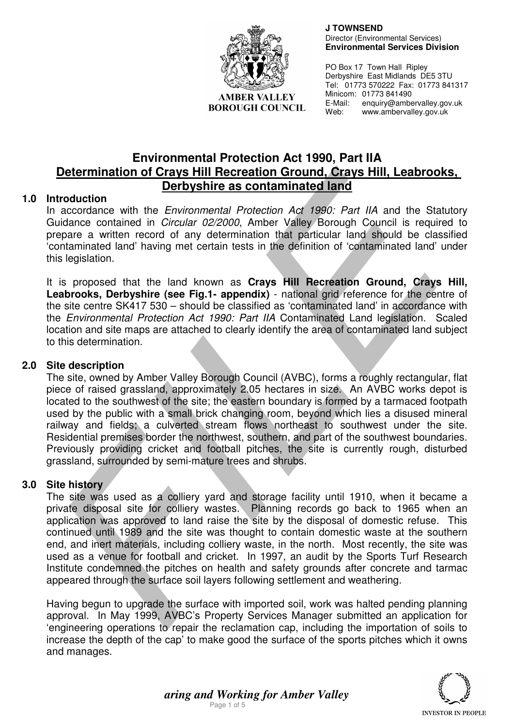**J TOWNSEND**
Director (Environmental Services)
**Environmental Services Division**

PO Box 17 Town Hall Ripley
Derbyshire East Midlands DE5 3TU
Tel: 01773 570222 Fax: 01773 841317
Minicom: 01773 841490
E-Mail: enquiry@ambervalley.gov.uk
Web: www.ambervalley.gov.uk

AMBER VALLEY BOROUGH COUNCIL

# Environmental Protection Act 1990, Part IIA
## Determination of Crays Hill Recreation Ground, Crays Hill, Leabrooks, Derbyshire as contaminated land

### 1.0 Introduction

In accordance with the *Environmental Protection Act 1990: Part IIA* and the Statutory Guidance contained in *Circular 02/2000*, Amber Valley Borough Council is required to prepare a written record of any determination that particular land should be classified 'contaminated land' having met certain tests in the definition of 'contaminated land' under this legislation.

It is proposed that the land known as **Crays Hill Recreation Ground, Crays Hill, Leabrooks, Derbyshire (see Fig.1- appendix)** - national grid reference for the centre of the site centre SK417 530 – should be classified as 'contaminated land' in accordance with the *Environmental Protection Act 1990: Part IIA* Contaminated Land legislation. Scaled location and site maps are attached to clearly identify the area of contaminated land subject to this determination.

### 2.0 Site description

The site, owned by Amber Valley Borough Council (AVBC), forms a roughly rectangular, flat piece of raised grassland, approximately 2.05 hectares in size. An AVBC works depot is located to the southwest of the site; the eastern boundary is formed by a tarmaced footpath used by the public with a small brick changing room, beyond which lies a disused mineral railway and fields; a culverted stream flows northeast to southwest under the site. Residential premises border the northwest, southern, and part of the southwest boundaries. Previously providing cricket and football pitches, the site is currently rough, disturbed grassland, surrounded by semi-mature trees and shrubs.

### 3.0 Site history

The site was used as a colliery yard and storage facility until 1910, when it became a private disposal site for colliery wastes. Planning records go back to 1965 when an application was approved to land raise the site by the disposal of domestic refuse. This continued until 1989 and the site was thought to contain domestic waste at the southern end, and inert materials, including colliery waste, in the north. Most recently, the site was used as a venue for football and cricket. In 1997, an audit by the Sports Turf Research Institute condemned the pitches on health and safety grounds after concrete and tarmac appeared through the surface soil layers following settlement and weathering.

Having begun to upgrade the surface with imported soil, work was halted pending planning approval. In May 1999, AVBC's Property Services Manager submitted an application for 'engineering operations to repair the reclamation cap, including the importation of soils to increase the depth of the cap' to make good the surface of the sports pitches which it owns and manages.

*aring and Working for Amber Valley*

INVESTOR IN PEOPLE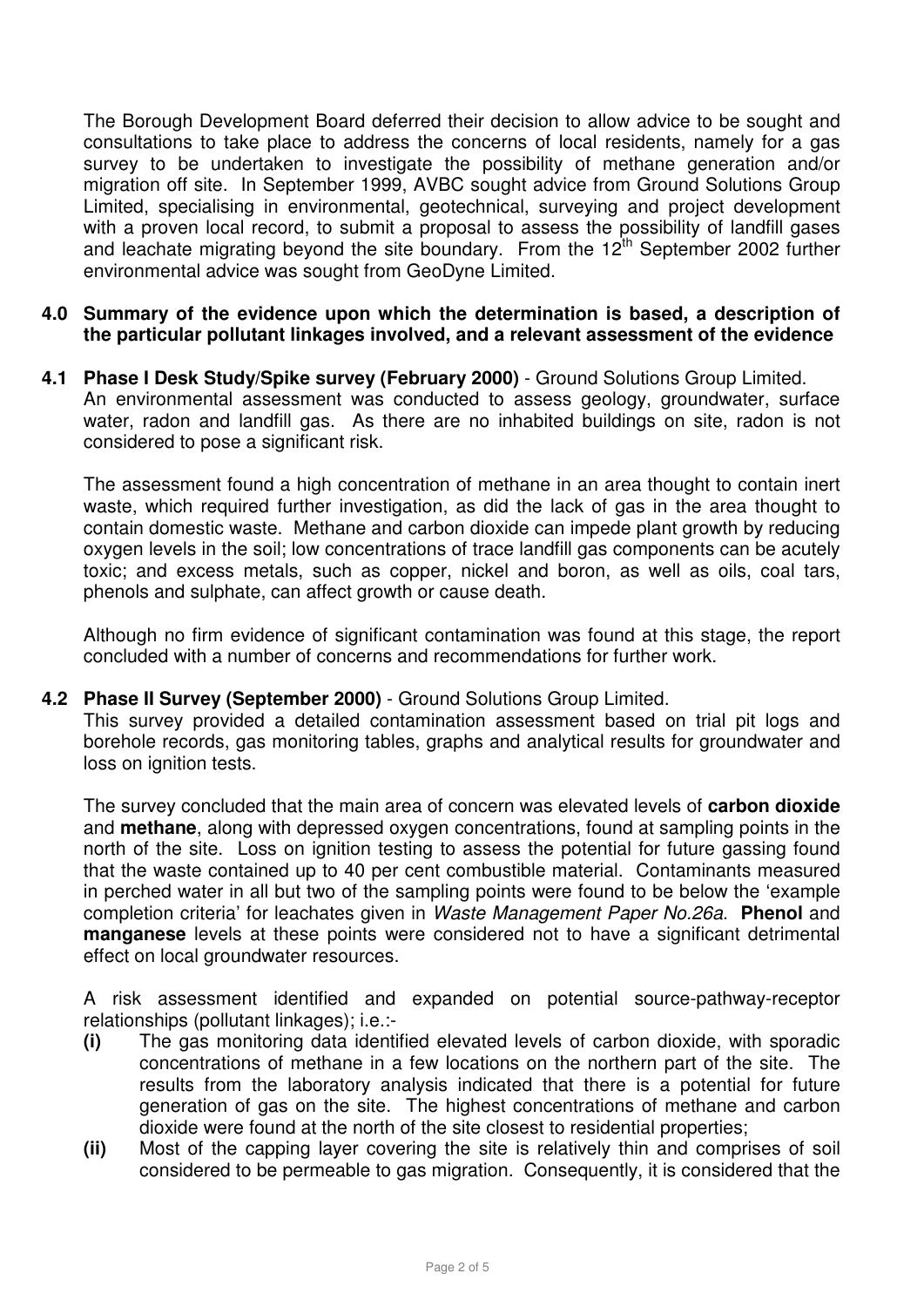The Borough Development Board deferred their decision to allow advice to be sought and consultations to take place to address the concerns of local residents, namely for a gas survey to be undertaken to investigate the possibility of methane generation and/or migration off site. In September 1999, AVBC sought advice from Ground Solutions Group Limited, specialising in environmental, geotechnical, surveying and project development with a proven local record, to submit a proposal to assess the possibility of landfill gases and leachate migrating beyond the site boundary. From the 12th September 2002 further environmental advice was sought from GeoDyne Limited.

## 4.0 Summary of the evidence upon which the determination is based, a description of the particular pollutant linkages involved, and a relevant assessment of the evidence

**4.1 Phase I Desk Study/Spike survey (February 2000)** - Ground Solutions Group Limited.
An environmental assessment was conducted to assess geology, groundwater, surface water, radon and landfill gas. As there are no inhabited buildings on site, radon is not considered to pose a significant risk.

The assessment found a high concentration of methane in an area thought to contain inert waste, which required further investigation, as did the lack of gas in the area thought to contain domestic waste. Methane and carbon dioxide can impede plant growth by reducing oxygen levels in the soil; low concentrations of trace landfill gas components can be acutely toxic; and excess metals, such as copper, nickel and boron, as well as oils, coal tars, phenols and sulphate, can affect growth or cause death.

Although no firm evidence of significant contamination was found at this stage, the report concluded with a number of concerns and recommendations for further work.

**4.2 Phase II Survey (September 2000)** - Ground Solutions Group Limited.
This survey provided a detailed contamination assessment based on trial pit logs and borehole records, gas monitoring tables, graphs and analytical results for groundwater and loss on ignition tests.

The survey concluded that the main area of concern was elevated levels of **carbon dioxide** and **methane**, along with depressed oxygen concentrations, found at sampling points in the north of the site. Loss on ignition testing to assess the potential for future gassing found that the waste contained up to 40 per cent combustible material. Contaminants measured in perched water in all but two of the sampling points were found to be below the 'example completion criteria' for leachates given in *Waste Management Paper No.26a*. **Phenol** and **manganese** levels at these points were considered not to have a significant detrimental effect on local groundwater resources.

A risk assessment identified and expanded on potential source-pathway-receptor relationships (pollutant linkages); i.e.:-

- **(i)** The gas monitoring data identified elevated levels of carbon dioxide, with sporadic concentrations of methane in a few locations on the northern part of the site. The results from the laboratory analysis indicated that there is a potential for future generation of gas on the site. The highest concentrations of methane and carbon dioxide were found at the north of the site closest to residential properties;
- **(ii)** Most of the capping layer covering the site is relatively thin and comprises of soil considered to be permeable to gas migration. Consequently, it is considered that the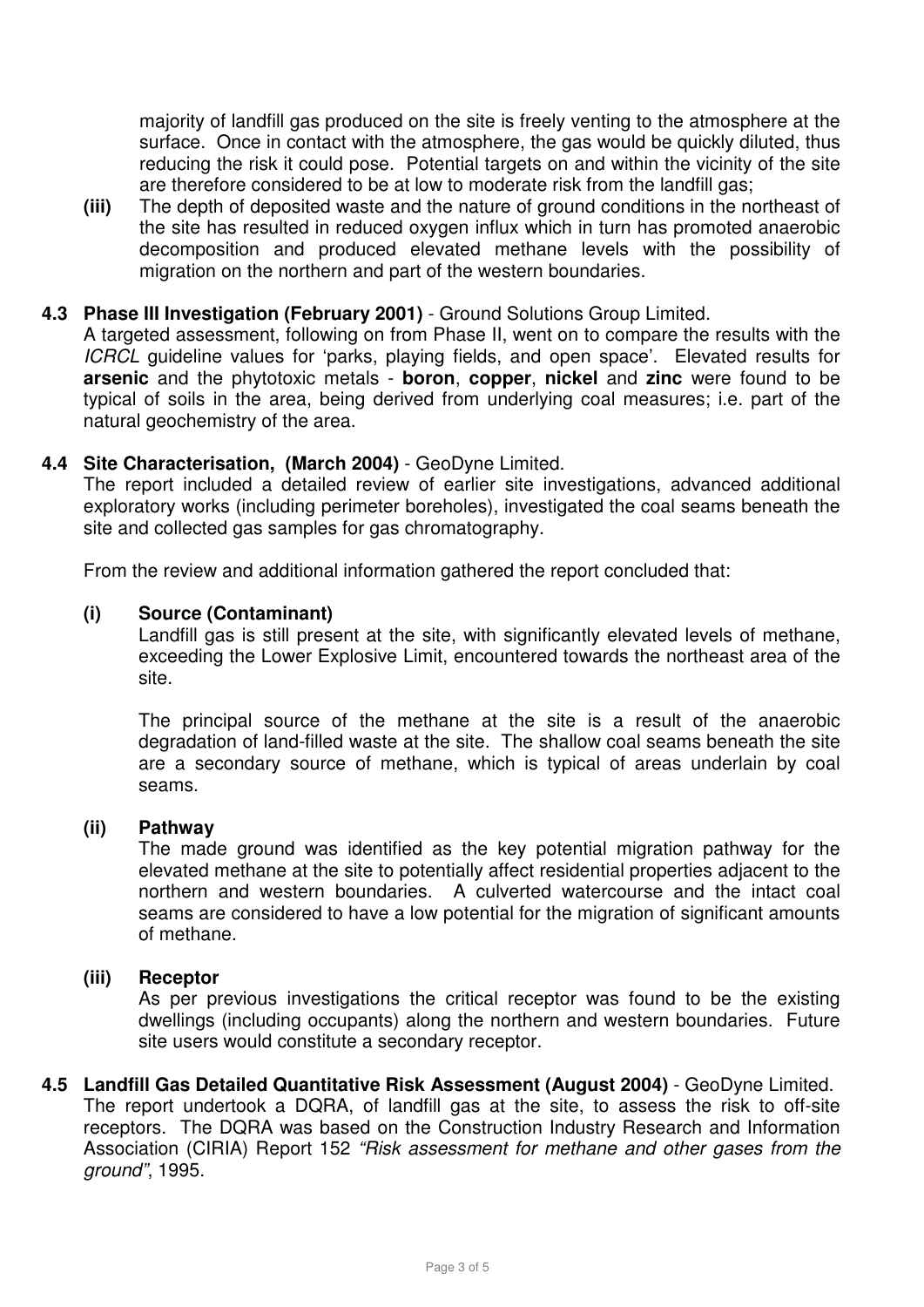majority of landfill gas produced on the site is freely venting to the atmosphere at the surface. Once in contact with the atmosphere, the gas would be quickly diluted, thus reducing the risk it could pose. Potential targets on and within the vicinity of the site are therefore considered to be at low to moderate risk from the landfill gas;

**(iii)** The depth of deposited waste and the nature of ground conditions in the northeast of the site has resulted in reduced oxygen influx which in turn has promoted anaerobic decomposition and produced elevated methane levels with the possibility of migration on the northern and part of the western boundaries.

### 4.3 Phase III Investigation (February 2001) - Ground Solutions Group Limited.

A targeted assessment, following on from Phase II, went on to compare the results with the *ICRCL* guideline values for 'parks, playing fields, and open space'. Elevated results for **arsenic** and the phytotoxic metals - **boron**, **copper**, **nickel** and **zinc** were found to be typical of soils in the area, being derived from underlying coal measures; i.e. part of the natural geochemistry of the area.

### 4.4 Site Characterisation, (March 2004) - GeoDyne Limited.

The report included a detailed review of earlier site investigations, advanced additional exploratory works (including perimeter boreholes), investigated the coal seams beneath the site and collected gas samples for gas chromatography.

From the review and additional information gathered the report concluded that:

**(i) Source (Contaminant)**

Landfill gas is still present at the site, with significantly elevated levels of methane, exceeding the Lower Explosive Limit, encountered towards the northeast area of the site.

The principal source of the methane at the site is a result of the anaerobic degradation of land-filled waste at the site. The shallow coal seams beneath the site are a secondary source of methane, which is typical of areas underlain by coal seams.

**(ii) Pathway**

The made ground was identified as the key potential migration pathway for the elevated methane at the site to potentially affect residential properties adjacent to the northern and western boundaries. A culverted watercourse and the intact coal seams are considered to have a low potential for the migration of significant amounts of methane.

**(iii) Receptor**

As per previous investigations the critical receptor was found to be the existing dwellings (including occupants) along the northern and western boundaries. Future site users would constitute a secondary receptor.

### 4.5 Landfill Gas Detailed Quantitative Risk Assessment (August 2004) - GeoDyne Limited.

The report undertook a DQRA, of landfill gas at the site, to assess the risk to off-site receptors. The DQRA was based on the Construction Industry Research and Information Association (CIRIA) Report 152 *"Risk assessment for methane and other gases from the ground"*, 1995.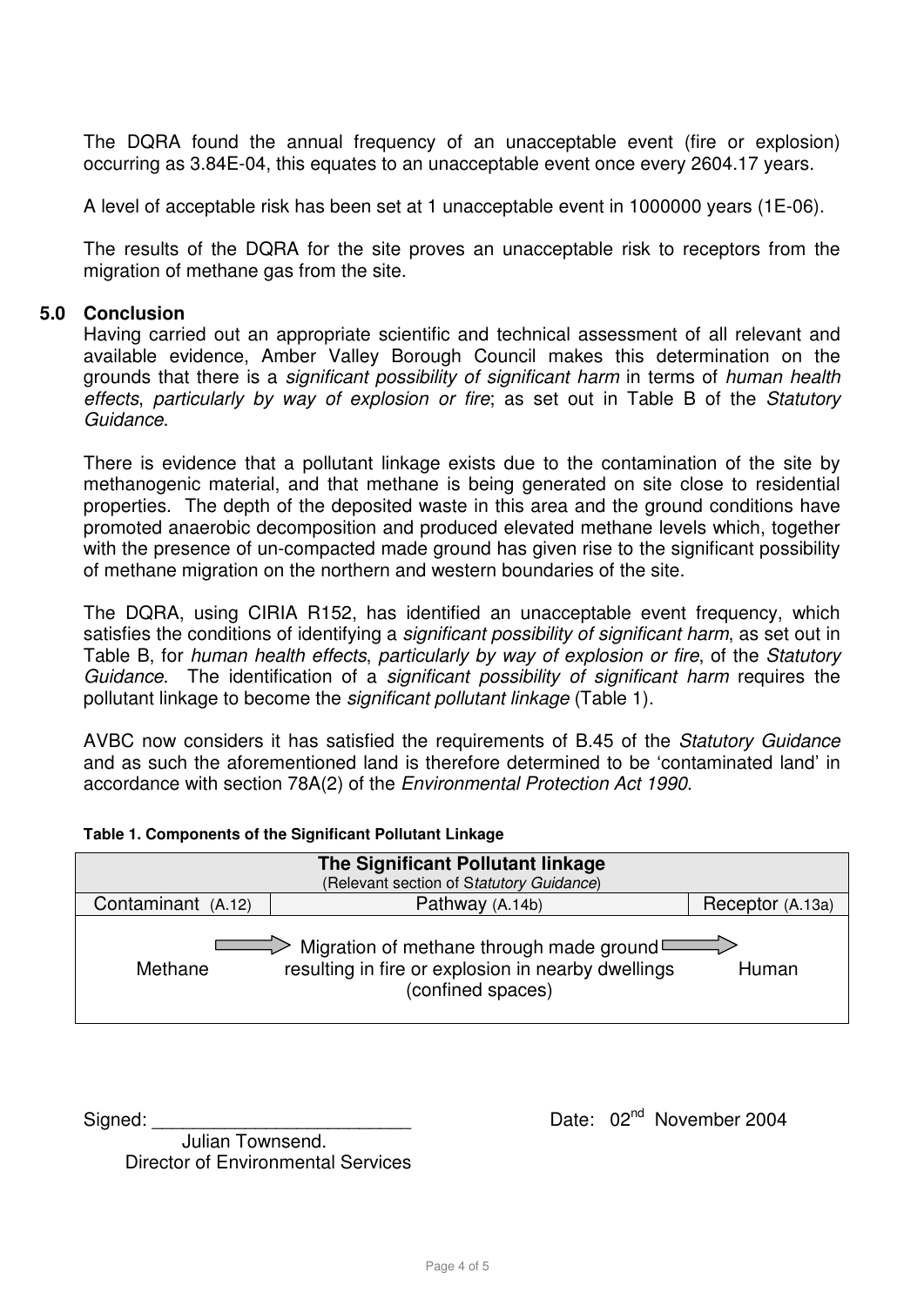The DQRA found the annual frequency of an unacceptable event (fire or explosion) occurring as 3.84E-04, this equates to an unacceptable event once every 2604.17 years.

A level of acceptable risk has been set at 1 unacceptable event in 1000000 years (1E-06).

The results of the DQRA for the site proves an unacceptable risk to receptors from the migration of methane gas from the site.

## 5.0 Conclusion

Having carried out an appropriate scientific and technical assessment of all relevant and available evidence, Amber Valley Borough Council makes this determination on the grounds that there is a *significant possibility of significant harm* in terms of *human health effects*, *particularly by way of explosion or fire*; as set out in Table B of the *Statutory Guidance*.

There is evidence that a pollutant linkage exists due to the contamination of the site by methanogenic material, and that methane is being generated on site close to residential properties. The depth of the deposited waste in this area and the ground conditions have promoted anaerobic decomposition and produced elevated methane levels which, together with the presence of un-compacted made ground has given rise to the significant possibility of methane migration on the northern and western boundaries of the site.

The DQRA, using CIRIA R152, has identified an unacceptable event frequency, which satisfies the conditions of identifying a *significant possibility of significant harm*, as set out in Table B, for *human health effects*, *particularly by way of explosion or fire*, of the *Statutory Guidance*. The identification of a *significant possibility of significant harm* requires the pollutant linkage to become the *significant pollutant linkage* (Table 1).

AVBC now considers it has satisfied the requirements of B.45 of the *Statutory Guidance* and as such the aforementioned land is therefore determined to be 'contaminated land' in accordance with section 78A(2) of the *Environmental Protection Act 1990*.

**Table 1. Components of the Significant Pollutant Linkage**

| **The Significant Pollutant linkage** (Relevant section of *Statutory Guidance*) | | |
|---|---|---|
| Contaminant (A.12) | Pathway (A.14b) | Receptor (A.13a) |
| Methane | Migration of methane through made ground resulting in fire or explosion in nearby dwellings (confined spaces) | Human |

Signed: ___________________________
Julian Townsend.
Director of Environmental Services

Date: 02nd November 2004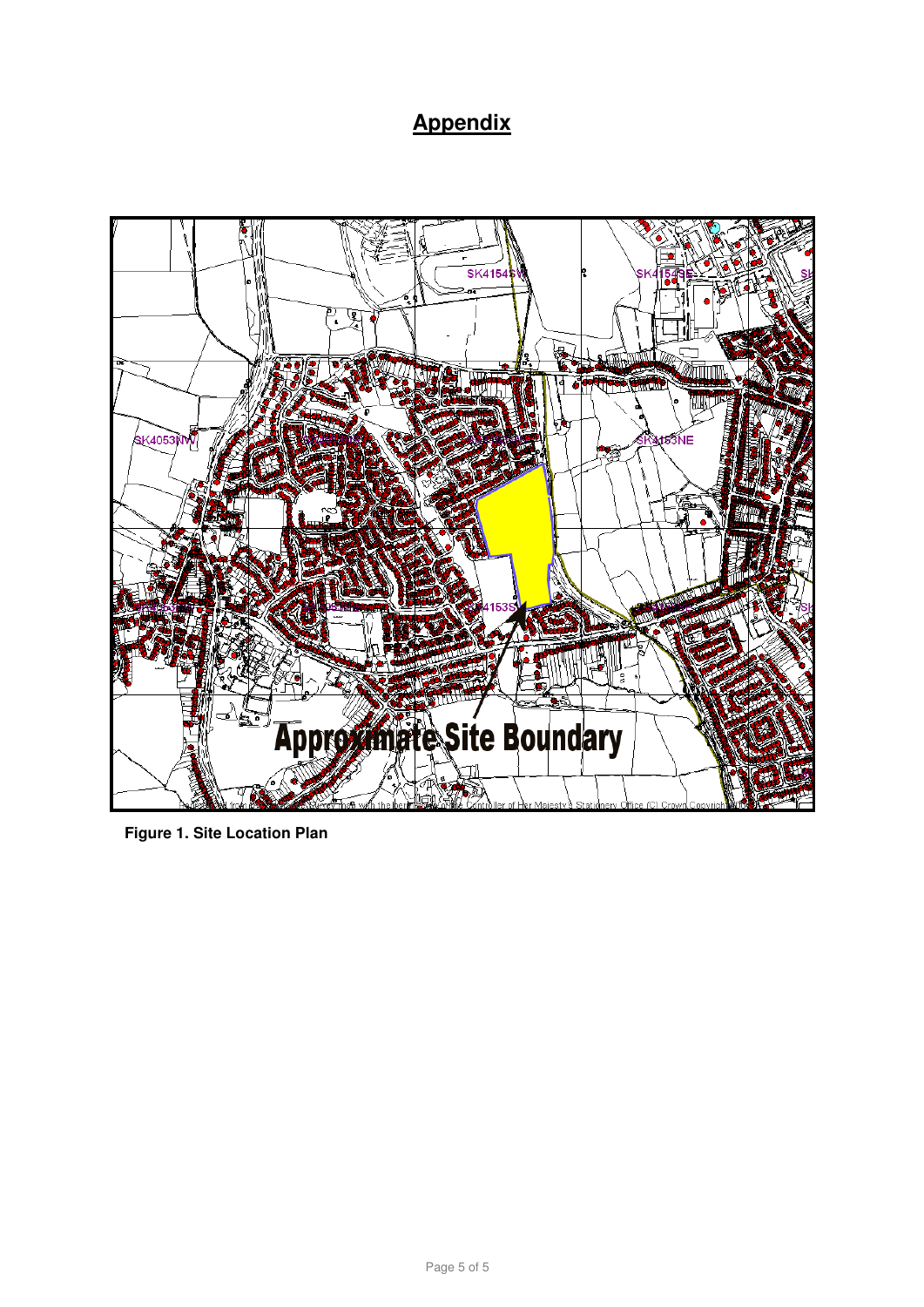# Appendix

SK4154SW

SK4154SE

SK4053NW

SK4153NE

SK4153S

Approximate Site Boundary

**Figure 1. Site Location Plan**